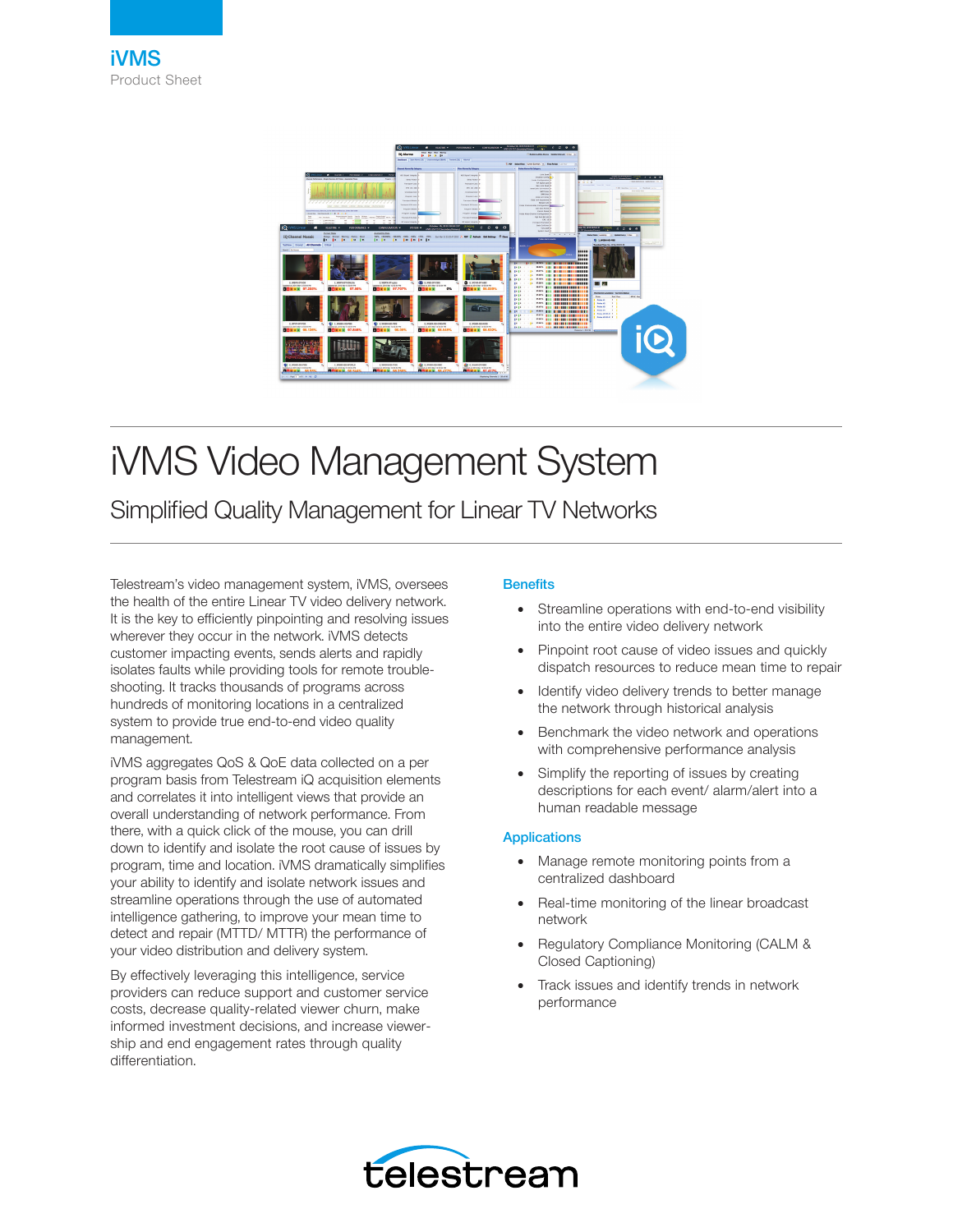**iVMS**

Product Sheet

# iVMS Video Management System

## Simplified Quality Management for Linear TV Networks

Telestream's video management system, iVMS, oversees the health of the entire Linear TV video delivery network. It is the key to efficiently pinpointing and resolving issues wherever they occur in the network. iVMS detects customer impacting events, sends alerts and rapidly isolates faults while providing tools for remote trouble-shooting. It tracks thousands of programs across hundreds of monitoring locations in a centralized system to provide true end-to-end video quality management.

iVMS aggregates QoS & QoE data collected on a per program basis from Telestream iQ acquisition elements and correlates it into intelligent views that provide an overall understanding of network performance. From there, with a quick click of the mouse, you can drill down to identify and isolate the root cause of issues by program, time and location. iVMS dramatically simplifies your ability to identify and isolate network issues and streamline operations through the use of automated intelligence gathering, to improve your mean time to detect and repair (MTTD/ MTTR) the performance of your video distribution and delivery system.

By effectively leveraging this intelligence, service providers can reduce support and customer service costs, decrease quality-related viewer churn, make informed investment decisions, and increase viewer-ship and end engagement rates through quality differentiation.

### Benefits

- Streamline operations with end-to-end visibility into the entire video delivery network
- Pinpoint root cause of video issues and quickly dispatch resources to reduce mean time to repair
- Identify video delivery trends to better manage the network through historical analysis
- Benchmark the video network and operations with comprehensive performance analysis
- Simplify the reporting of issues by creating descriptions for each event/ alarm/alert into a human readable message

### Applications

- Manage remote monitoring points from a centralized dashboard
- Real-time monitoring of the linear broadcast network
- Regulatory Compliance Monitoring (CALM & Closed Captioning)
- Track issues and identify trends in network performance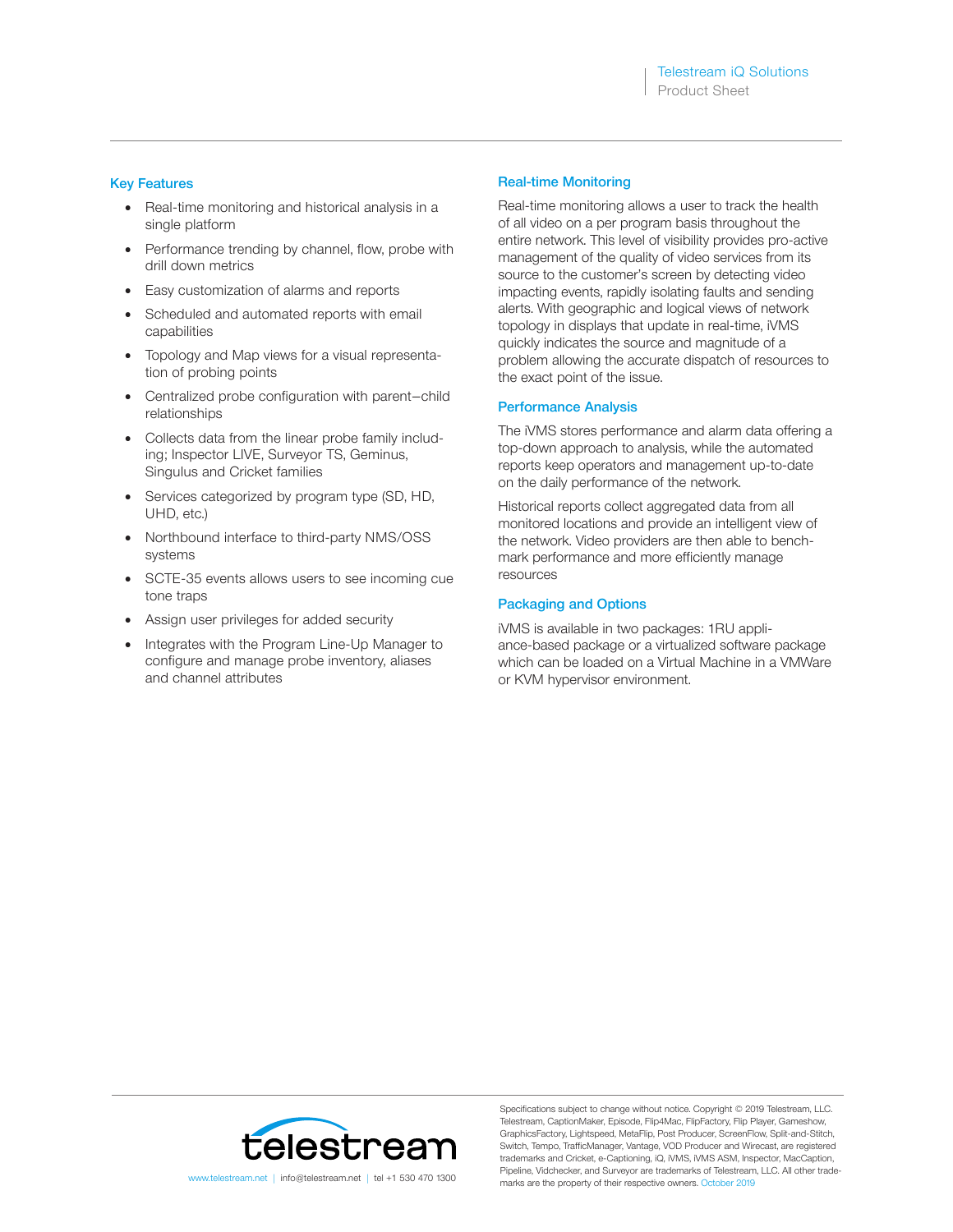## Key Features

- Real-time monitoring and historical analysis in a single platform
- Performance trending by channel, flow, probe with drill down metrics
- Easy customization of alarms and reports
- Scheduled and automated reports with email capabilities
- Topology and Map views for a visual representation of probing points
- Centralized probe configuration with parent–child relationships
- Collects data from the linear probe family including; Inspector LIVE, Surveyor TS, Geminus, Singulus and Cricket families
- Services categorized by program type (SD, HD, UHD, etc.)
- Northbound interface to third-party NMS/OSS systems
- SCTE-35 events allows users to see incoming cue tone traps
- Assign user privileges for added security
- Integrates with the Program Line-Up Manager to configure and manage probe inventory, aliases and channel attributes

## Real-time Monitoring

Real-time monitoring allows a user to track the health of all video on a per program basis throughout the entire network. This level of visibility provides pro-active management of the quality of video services from its source to the customer's screen by detecting video impacting events, rapidly isolating faults and sending alerts. With geographic and logical views of network topology in displays that update in real-time, iVMS quickly indicates the source and magnitude of a problem allowing the accurate dispatch of resources to the exact point of the issue.

## Performance Analysis

The iVMS stores performance and alarm data offering a top-down approach to analysis, while the automated reports keep operators and management up-to-date on the daily performance of the network.

Historical reports collect aggregated data from all monitored locations and provide an intelligent view of the network. Video providers are then able to benchmark performance and more efficiently manage resources

## Packaging and Options

iVMS is available in two packages: 1RU appliance-based package or a virtualized software package which can be loaded on a Virtual Machine in a VMWare or KVM hypervisor environment.

telestream

www.telestream.net | info@telestream.net | tel +1 530 470 1300

Specifications subject to change without notice. Copyright © 2019 Telestream, LLC. Telestream, CaptionMaker, Episode, Flip4Mac, FlipFactory, Flip Player, Gameshow, GraphicsFactory, Lightspeed, MetaFlip, Post Producer, ScreenFlow, Split-and-Stitch, Switch, Tempo, TrafficManager, Vantage, VOD Producer and Wirecast, are registered trademarks and Cricket, e-Captioning, iQ, iVMS, iVMS ASM, Inspector, MacCaption, Pipeline, Vidchecker, and Surveyor are trademarks of Telestream, LLC. All other trademarks are the property of their respective owners. October 2019